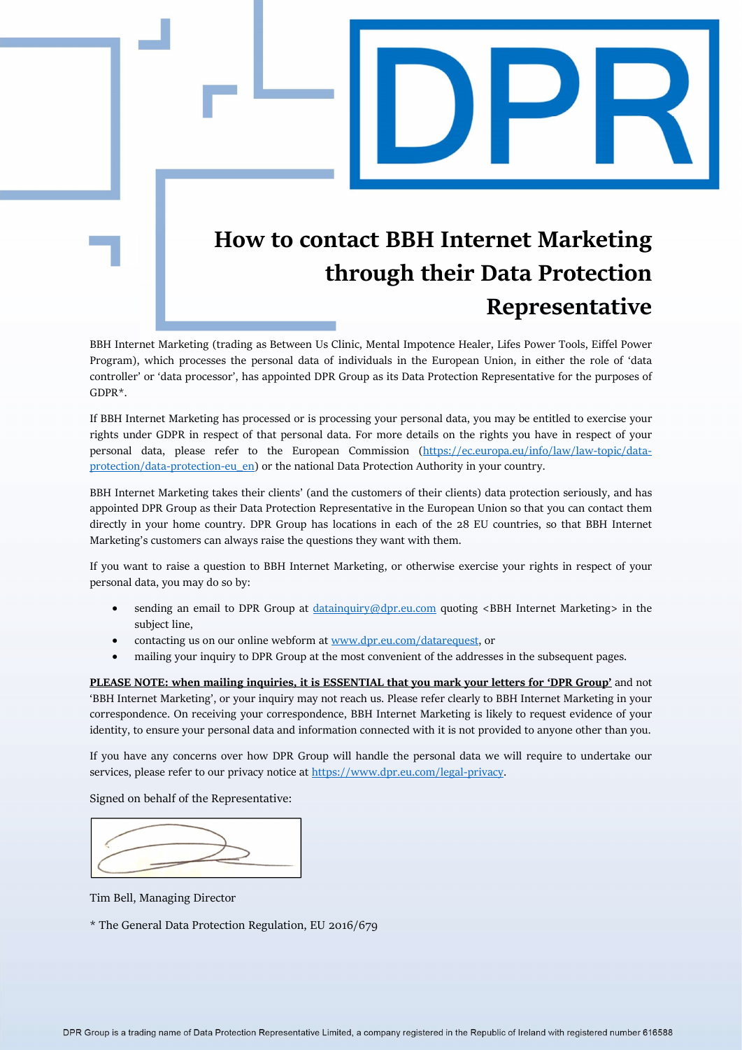DPR

# How to contact BBH Internet Marketing through their Data Protection Representative

BBH Internet Marketing (trading as Between Us Clinic, Mental Impotence Healer, Lifes Power Tools, Eiffel Power Program), which processes the personal data of individuals in the European Union, in either the role of 'data controller' or 'data processor', has appointed DPR Group as its Data Protection Representative for the purposes of GDPR*.

If BBH Internet Marketing has processed or is processing your personal data, you may be entitled to exercise your rights under GDPR in respect of that personal data. For more details on the rights you have in respect of your personal data, please refer to the European Commission (https://ec.europa.eu/info/law/law-topic/data-protection/data-protection-eu_en) or the national Data Protection Authority in your country.

BBH Internet Marketing takes their clients' (and the customers of their clients) data protection seriously, and has appointed DPR Group as their Data Protection Representative in the European Union so that you can contact them directly in your home country. DPR Group has locations in each of the 28 EU countries, so that BBH Internet Marketing's customers can always raise the questions they want with them.

If you want to raise a question to BBH Internet Marketing, or otherwise exercise your rights in respect of your personal data, you may do so by:

- sending an email to DPR Group at datainquiry@dpr.eu.com quoting <BBH Internet Marketing> in the subject line,
- contacting us on our online webform at www.dpr.eu.com/datarequest, or
- mailing your inquiry to DPR Group at the most convenient of the addresses in the subsequent pages.

**PLEASE NOTE: when mailing inquiries, it is ESSENTIAL that you mark your letters for 'DPR Group'** and not 'BBH Internet Marketing', or your inquiry may not reach us. Please refer clearly to BBH Internet Marketing in your correspondence. On receiving your correspondence, BBH Internet Marketing is likely to request evidence of your identity, to ensure your personal data and information connected with it is not provided to anyone other than you.

If you have any concerns over how DPR Group will handle the personal data we will require to undertake our services, please refer to our privacy notice at https://www.dpr.eu.com/legal-privacy.

Signed on behalf of the Representative:

Tim Bell, Managing Director

* The General Data Protection Regulation, EU 2016/679

DPR Group is a trading name of Data Protection Representative Limited, a company registered in the Republic of Ireland with registered number 616588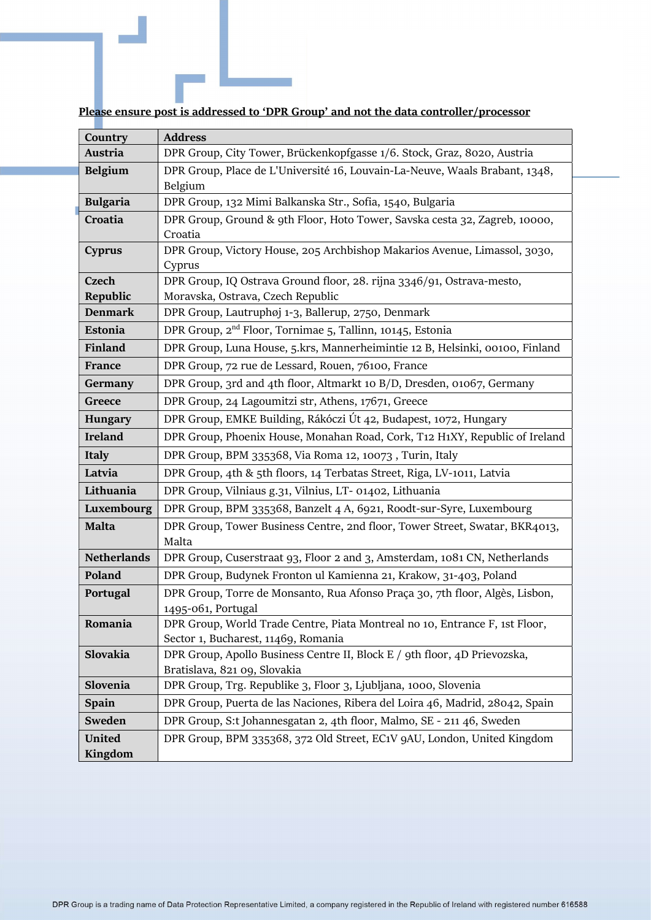**Please ensure post is addressed to 'DPR Group' and not the data controller/processor**

| Country | Address |
|---|---|
| **Austria** | DPR Group, City Tower, Brückenkopfgasse 1/6. Stock, Graz, 8020, Austria |
| **Belgium** | DPR Group, Place de L'Université 16, Louvain-La-Neuve, Waals Brabant, 1348, Belgium |
| **Bulgaria** | DPR Group, 132 Mimi Balkanska Str., Sofia, 1540, Bulgaria |
| **Croatia** | DPR Group, Ground & 9th Floor, Hoto Tower, Savska cesta 32, Zagreb, 10000, Croatia |
| **Cyprus** | DPR Group, Victory House, 205 Archbishop Makarios Avenue, Limassol, 3030, Cyprus |
| **Czech Republic** | DPR Group, IQ Ostrava Ground floor, 28. rijna 3346/91, Ostrava-mesto, Moravska, Ostrava, Czech Republic |
| **Denmark** | DPR Group, Lautruphøj 1-3, Ballerup, 2750, Denmark |
| **Estonia** | DPR Group, 2nd Floor, Tornimae 5, Tallinn, 10145, Estonia |
| **Finland** | DPR Group, Luna House, 5.krs, Mannerheimintie 12 B, Helsinki, 00100, Finland |
| **France** | DPR Group, 72 rue de Lessard, Rouen, 76100, France |
| **Germany** | DPR Group, 3rd and 4th floor, Altmarkt 10 B/D, Dresden, 01067, Germany |
| **Greece** | DPR Group, 24 Lagoumitzi str, Athens, 17671, Greece |
| **Hungary** | DPR Group, EMKE Building, Rákóczi Út 42, Budapest, 1072, Hungary |
| **Ireland** | DPR Group, Phoenix House, Monahan Road, Cork, T12 H1XY, Republic of Ireland |
| **Italy** | DPR Group, BPM 335368, Via Roma 12, 10073 , Turin, Italy |
| **Latvia** | DPR Group, 4th & 5th floors, 14 Terbatas Street, Riga, LV-1011, Latvia |
| **Lithuania** | DPR Group, Vilniaus g.31, Vilnius, LT- 01402, Lithuania |
| **Luxembourg** | DPR Group, BPM 335368, Banzelt 4 A, 6921, Roodt-sur-Syre, Luxembourg |
| **Malta** | DPR Group, Tower Business Centre, 2nd floor, Tower Street, Swatar, BKR4013, Malta |
| **Netherlands** | DPR Group, Cuserstraat 93, Floor 2 and 3, Amsterdam, 1081 CN, Netherlands |
| **Poland** | DPR Group, Budynek Fronton ul Kamienna 21, Krakow, 31-403, Poland |
| **Portugal** | DPR Group, Torre de Monsanto, Rua Afonso Praça 30, 7th floor, Algès, Lisbon, 1495-061, Portugal |
| **Romania** | DPR Group, World Trade Centre, Piata Montreal no 10, Entrance F, 1st Floor, Sector 1, Bucharest, 11469, Romania |
| **Slovakia** | DPR Group, Apollo Business Centre II, Block E / 9th floor, 4D Prievozska, Bratislava, 821 09, Slovakia |
| **Slovenia** | DPR Group, Trg. Republike 3, Floor 3, Ljubljana, 1000, Slovenia |
| **Spain** | DPR Group, Puerta de las Naciones, Ribera del Loira 46, Madrid, 28042, Spain |
| **Sweden** | DPR Group, S:t Johannesgatan 2, 4th floor, Malmo, SE - 211 46, Sweden |
| **United Kingdom** | DPR Group, BPM 335368, 372 Old Street, EC1V 9AU, London, United Kingdom |

DPR Group is a trading name of Data Protection Representative Limited, a company registered in the Republic of Ireland with registered number 616588